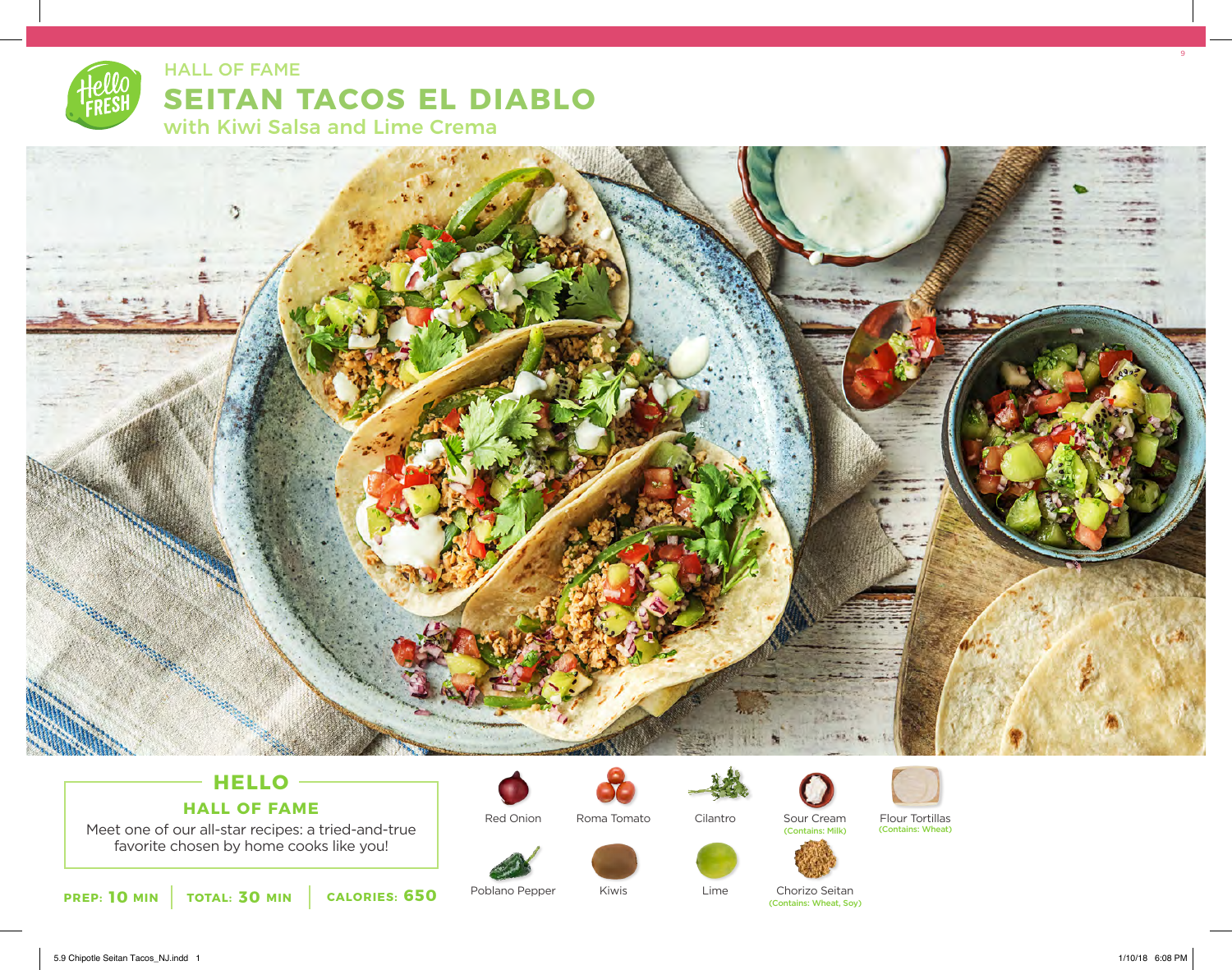HALL OF FAME

# SEITAN TACOS EL DIABLO

## with Kiwi Salsa and Lime Crema

### HELLO HALL OF FAME

Meet one of our all-star recipes: a tried-and-true favorite chosen by home cooks like you!

**PREP:** 10 MIN | **TOTAL:** 30 MIN | **CALORIES:** 650

- Red Onion
- Roma Tomato
- Cilantro
- Sour Cream (Contains: Milk)
- Flour Tortillas (Contains: Wheat)
- Poblano Pepper
- Kiwis
- Lime
- Chorizo Seitan (Contains: Wheat, Soy)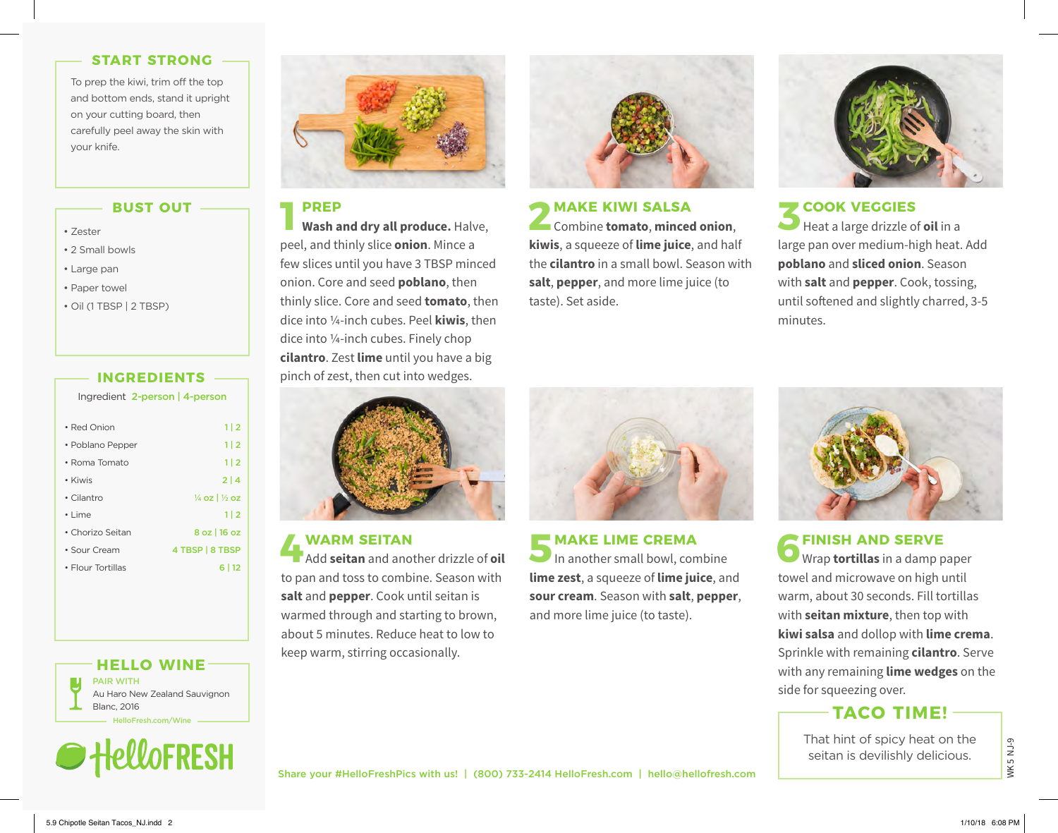## START STRONG

To prep the kiwi, trim off the top and bottom ends, stand it upright on your cutting board, then carefully peel away the skin with your knife.

## BUST OUT

- Zester
- 2 Small bowls
- Large pan
- Paper towel
- Oil (1 TBSP | 2 TBSP)

## INGREDIENTS

| Ingredient | 2-person \| 4-person |
|---|---|
| Red Onion | 1 \| 2 |
| Poblano Pepper | 1 \| 2 |
| Roma Tomato | 1 \| 2 |
| Kiwis | 2 \| 4 |
| Cilantro | ¼ oz \| ½ oz |
| Lime | 1 \| 2 |
| Chorizo Seitan | 8 oz \| 16 oz |
| Sour Cream | 4 TBSP \| 8 TBSP |
| Flour Tortillas | 6 \| 12 |

## HELLO WINE

PAIR WITH
Au Haro New Zealand Sauvignon Blanc, 2016

HelloFresh.com/Wine

HelloFRESH

## 1 PREP

**Wash and dry all produce.** Halve, peel, and thinly slice **onion**. Mince a few slices until you have 3 TBSP minced onion. Core and seed **poblano**, then thinly slice. Core and seed **tomato**, then dice into ¼-inch cubes. Peel **kiwis**, then dice into ¼-inch cubes. Finely chop **cilantro**. Zest **lime** until you have a big pinch of zest, then cut into wedges.

## 2 MAKE KIWI SALSA

Combine **tomato**, **minced onion**, **kiwis**, a squeeze of **lime juice**, and half the **cilantro** in a small bowl. Season with **salt**, **pepper**, and more lime juice (to taste). Set aside.

## 3 COOK VEGGIES

Heat a large drizzle of **oil** in a large pan over medium-high heat. Add **poblano** and **sliced onion**. Season with **salt** and **pepper**. Cook, tossing, until softened and slightly charred, 3-5 minutes.

## 4 WARM SEITAN

Add **seitan** and another drizzle of **oil** to pan and toss to combine. Season with **salt** and **pepper**. Cook until seitan is warmed through and starting to brown, about 5 minutes. Reduce heat to low to keep warm, stirring occasionally.

## 5 MAKE LIME CREMA

In another small bowl, combine **lime zest**, a squeeze of **lime juice**, and **sour cream**. Season with **salt**, **pepper**, and more lime juice (to taste).

## 6 FINISH AND SERVE

Wrap **tortillas** in a damp paper towel and microwave on high until warm, about 30 seconds. Fill tortillas with **seitan mixture**, then top with **kiwi salsa** and dollop with **lime crema**. Sprinkle with remaining **cilantro**. Serve with any remaining **lime wedges** on the side for squeezing over.

## TACO TIME!

That hint of spicy heat on the seitan is devilishly delicious.

Share your #HelloFreshPics with us! | (800) 733-2414 HelloFresh.com | hello@hellofresh.com

WK 5 NJ-9